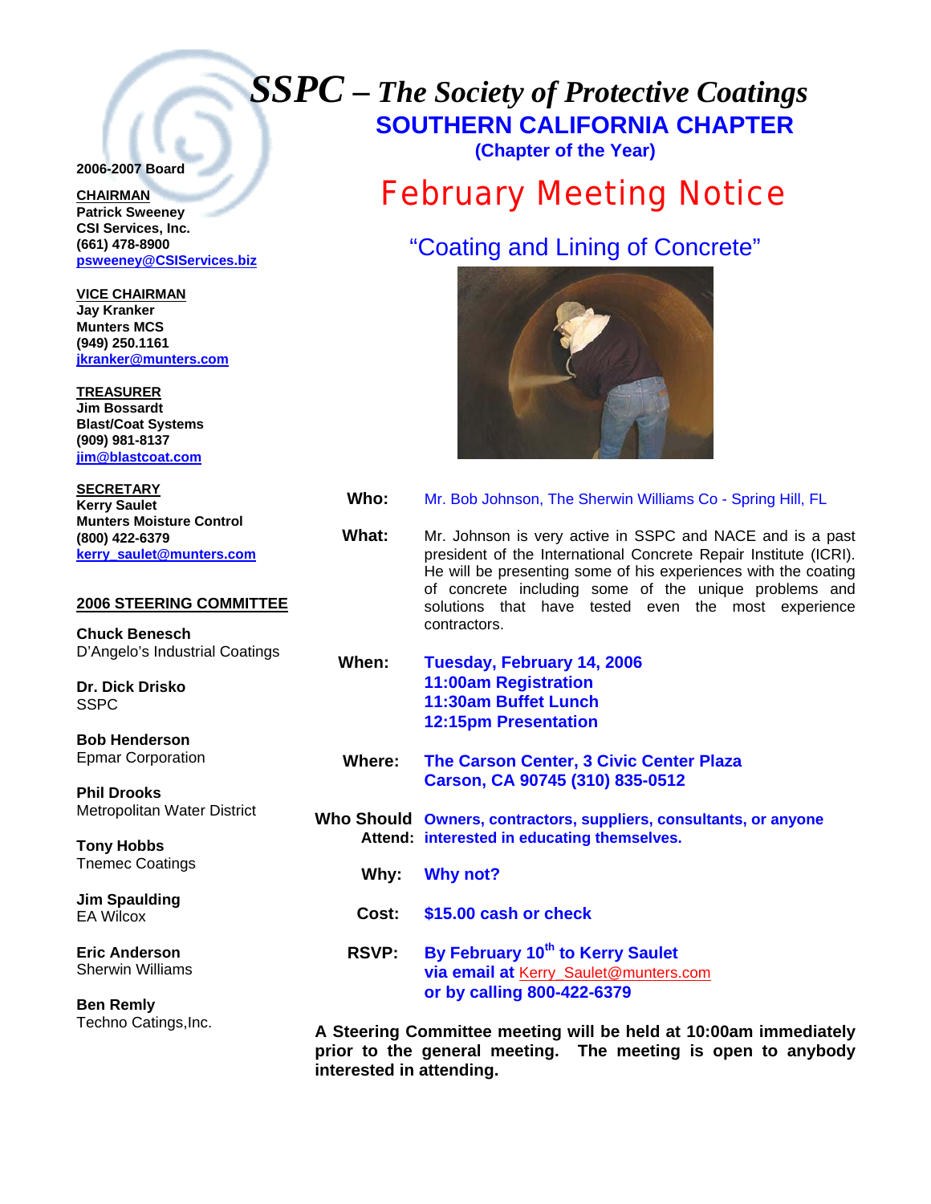# *SSPC – The Society of Protective Coatings*

## SOUTHERN CALIFORNIA CHAPTER

**(Chapter of the Year)**

**2006-2007 Board**

**CHAIRMAN**
**Patrick Sweeney**
**CSI Services, Inc.**
**(661) 478-8900**
**psweeney@CSIServices.biz**

**VICE CHAIRMAN**
**Jay Kranker**
**Munters MCS**
**(949) 250.1161**
**jkranker@munters.com**

**TREASURER**
**Jim Bossardt**
**Blast/Coat Systems**
**(909) 981-8137**
**jim@blastcoat.com**

**SECRETARY**
**Kerry Saulet**
**Munters Moisture Control**
**(800) 422-6379**
**kerry_saulet@munters.com**

**2006 STEERING COMMITTEE**

**Chuck Benesch**
D'Angelo's Industrial Coatings

**Dr. Dick Drisko**
SSPC

**Bob Henderson**
Epmar Corporation

**Phil Drooks**
Metropolitan Water District

**Tony Hobbs**
Tnemec Coatings

**Jim Spaulding**
EA Wilcox

**Eric Anderson**
Sherwin Williams

**Ben Remly**
Techno Catings,Inc.

# February Meeting Notice

## "Coating and Lining of Concrete"

**Who:** Mr. Bob Johnson, The Sherwin Williams Co - Spring Hill, FL

**What:** Mr. Johnson is very active in SSPC and NACE and is a past president of the International Concrete Repair Institute (ICRI). He will be presenting some of his experiences with the coating of concrete including some of the unique problems and solutions that have tested even the most experience contractors.

**When:** **Tuesday, February 14, 2006**
**11:00am Registration**
**11:30am Buffet Lunch**
**12:15pm Presentation**

**Where:** **The Carson Center, 3 Civic Center Plaza**
**Carson, CA 90745 (310) 835-0512**

**Who Should Attend:** **Owners, contractors, suppliers, consultants, or anyone interested in educating themselves.**

**Why:** **Why not?**

**Cost:** **$15.00 cash or check**

**RSVP:** **By February 10th to Kerry Saulet**
**via email at** Kerry_Saulet@munters.com
**or by calling 800-422-6379**

**A Steering Committee meeting will be held at 10:00am immediately prior to the general meeting. The meeting is open to anybody interested in attending.**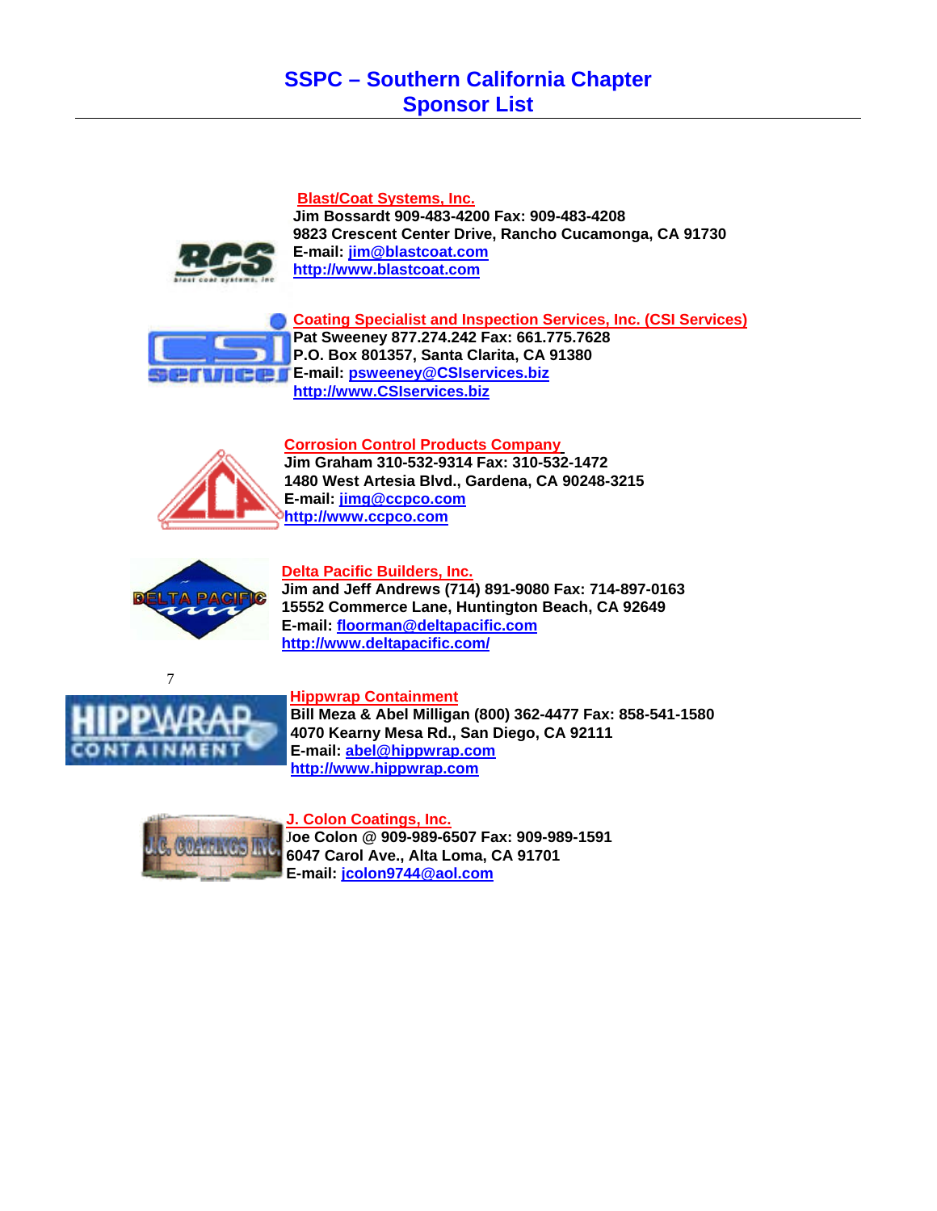# SSPC – Southern California Chapter
# Sponsor List

**Blast/Coat Systems, Inc.**
**Jim Bossardt 909-483-4200 Fax: 909-483-4208**
**9823 Crescent Center Drive, Rancho Cucamonga, CA 91730**
**E-mail: jim@blastcoat.com**
**http://www.blastcoat.com**

**Coating Specialist and Inspection Services, Inc. (CSI Services)**
**Pat Sweeney 877.274.242 Fax: 661.775.7628**
**P.O. Box 801357, Santa Clarita, CA 91380**
**E-mail: psweeney@CSIservices.biz**
**http://www.CSIservices.biz**

**Corrosion Control Products Company**
**Jim Graham 310-532-9314 Fax: 310-532-1472**
**1480 West Artesia Blvd., Gardena, CA 90248-3215**
**E-mail: jimg@ccpco.com**
**http://www.ccpco.com**

**Delta Pacific Builders, Inc.**
**Jim and Jeff Andrews (714) 891-9080 Fax: 714-897-0163**
**15552 Commerce Lane, Huntington Beach, CA 92649**
**E-mail: floorman@deltapacific.com**
**http://www.deltapacific.com/**

7

**Hippwrap Containment**
**Bill Meza & Abel Milligan (800) 362-4477 Fax: 858-541-1580**
**4070 Kearny Mesa Rd., San Diego, CA 92111**
**E-mail: abel@hippwrap.com**
**http://www.hippwrap.com**

**J. Colon Coatings, Inc.**
**Joe Colon @ 909-989-6507 Fax: 909-989-1591**
**6047 Carol Ave., Alta Loma, CA 91701**
**E-mail: jcolon9744@aol.com**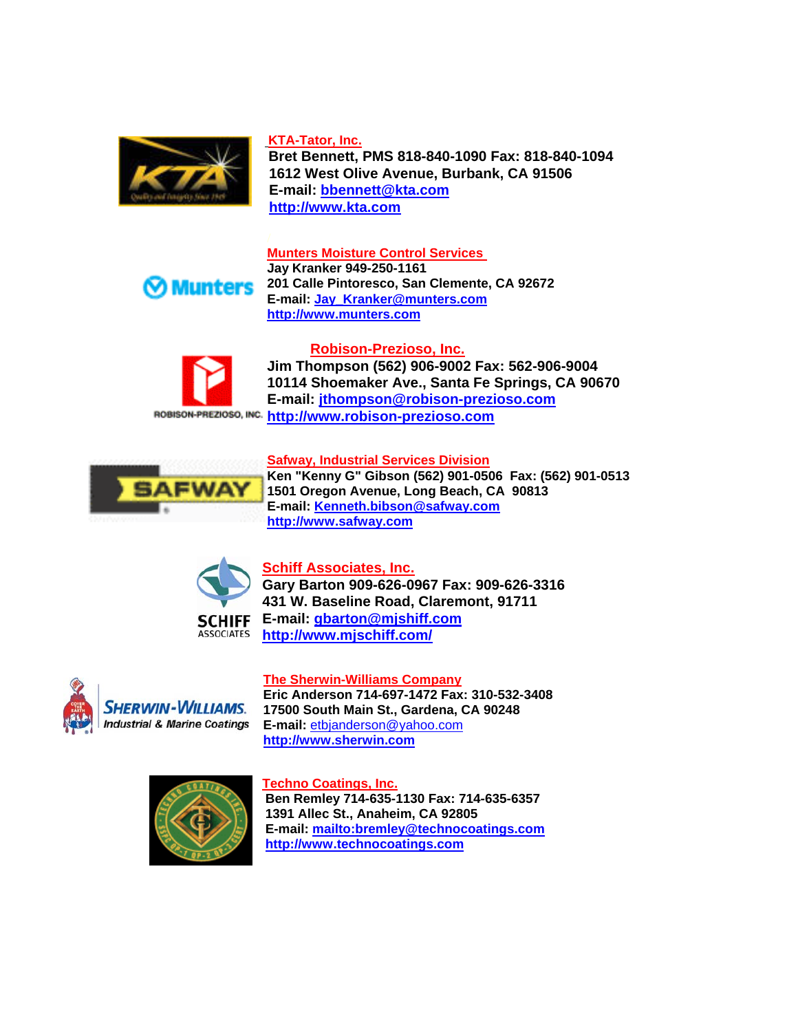**KTA-Tator, Inc.**
**Bret Bennett, PMS 818-840-1090 Fax: 818-840-1094**
**1612 West Olive Avenue, Burbank, CA 91506**
**E-mail: bbennett@kta.com**
**http://www.kta.com**

**Munters Moisture Control Services**
**Jay Kranker 949-250-1161**
**201 Calle Pintoresco, San Clemente, CA 92672**
**E-mail: Jay_Kranker@munters.com**
**http://www.munters.com**

**Robison-Prezioso, Inc.**
**Jim Thompson (562) 906-9002 Fax: 562-906-9004**
**10114 Shoemaker Ave., Santa Fe Springs, CA 90670**
**E-mail: jthompson@robison-prezioso.com**
**http://www.robison-prezioso.com**

**Safway, Industrial Services Division**
**Ken "Kenny G" Gibson (562) 901-0506 Fax: (562) 901-0513**
**1501 Oregon Avenue, Long Beach, CA 90813**
**E-mail: Kenneth.bibson@safway.com**
**http://www.safway.com**

**Schiff Associates, Inc.**
**Gary Barton 909-626-0967 Fax: 909-626-3316**
**431 W. Baseline Road, Claremont, 91711**
**E-mail: gbarton@mjshiff.com**
**http://www.mjschiff.com/**

**The Sherwin-Williams Company**
**Eric Anderson 714-697-1472 Fax: 310-532-3408**
**17500 South Main St., Gardena, CA 90248**
**E-mail:** etbjanderson@yahoo.com
**http://www.sherwin.com**

**Techno Coatings, Inc.**
**Ben Remley 714-635-1130 Fax: 714-635-6357**
**1391 Allec St., Anaheim, CA 92805**
**E-mail: mailto:bremley@technocoatings.com**
**http://www.technocoatings.com**